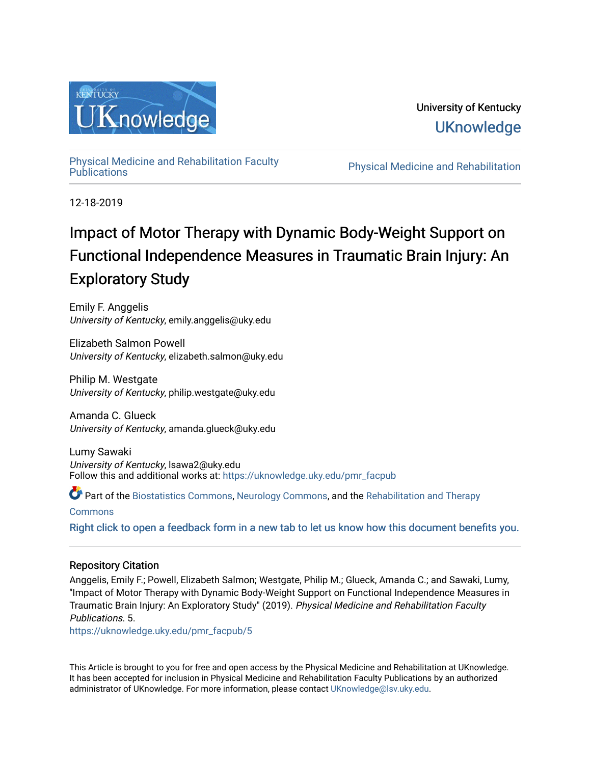University of Kentucky

UKnowledge

Physical Medicine and Rehabilitation Faculty Publications

Physical Medicine and Rehabilitation

12-18-2019

# Impact of Motor Therapy with Dynamic Body-Weight Support on Functional Independence Measures in Traumatic Brain Injury: An Exploratory Study

Emily F. Anggelis
*University of Kentucky*, emily.anggelis@uky.edu

Elizabeth Salmon Powell
*University of Kentucky*, elizabeth.salmon@uky.edu

Philip M. Westgate
*University of Kentucky*, philip.westgate@uky.edu

Amanda C. Glueck
*University of Kentucky*, amanda.glueck@uky.edu

Lumy Sawaki
*University of Kentucky*, lsawa2@uky.edu

Follow this and additional works at: https://uknowledge.uky.edu/pmr_facpub

Part of the Biostatistics Commons, Neurology Commons, and the Rehabilitation and Therapy Commons

Right click to open a feedback form in a new tab to let us know how this document benefits you.

## Repository Citation

Anggelis, Emily F.; Powell, Elizabeth Salmon; Westgate, Philip M.; Glueck, Amanda C.; and Sawaki, Lumy, "Impact of Motor Therapy with Dynamic Body-Weight Support on Functional Independence Measures in Traumatic Brain Injury: An Exploratory Study" (2019). *Physical Medicine and Rehabilitation Faculty Publications*. 5.
https://uknowledge.uky.edu/pmr_facpub/5

This Article is brought to you for free and open access by the Physical Medicine and Rehabilitation at UKnowledge. It has been accepted for inclusion in Physical Medicine and Rehabilitation Faculty Publications by an authorized administrator of UKnowledge. For more information, please contact UKnowledge@lsv.uky.edu.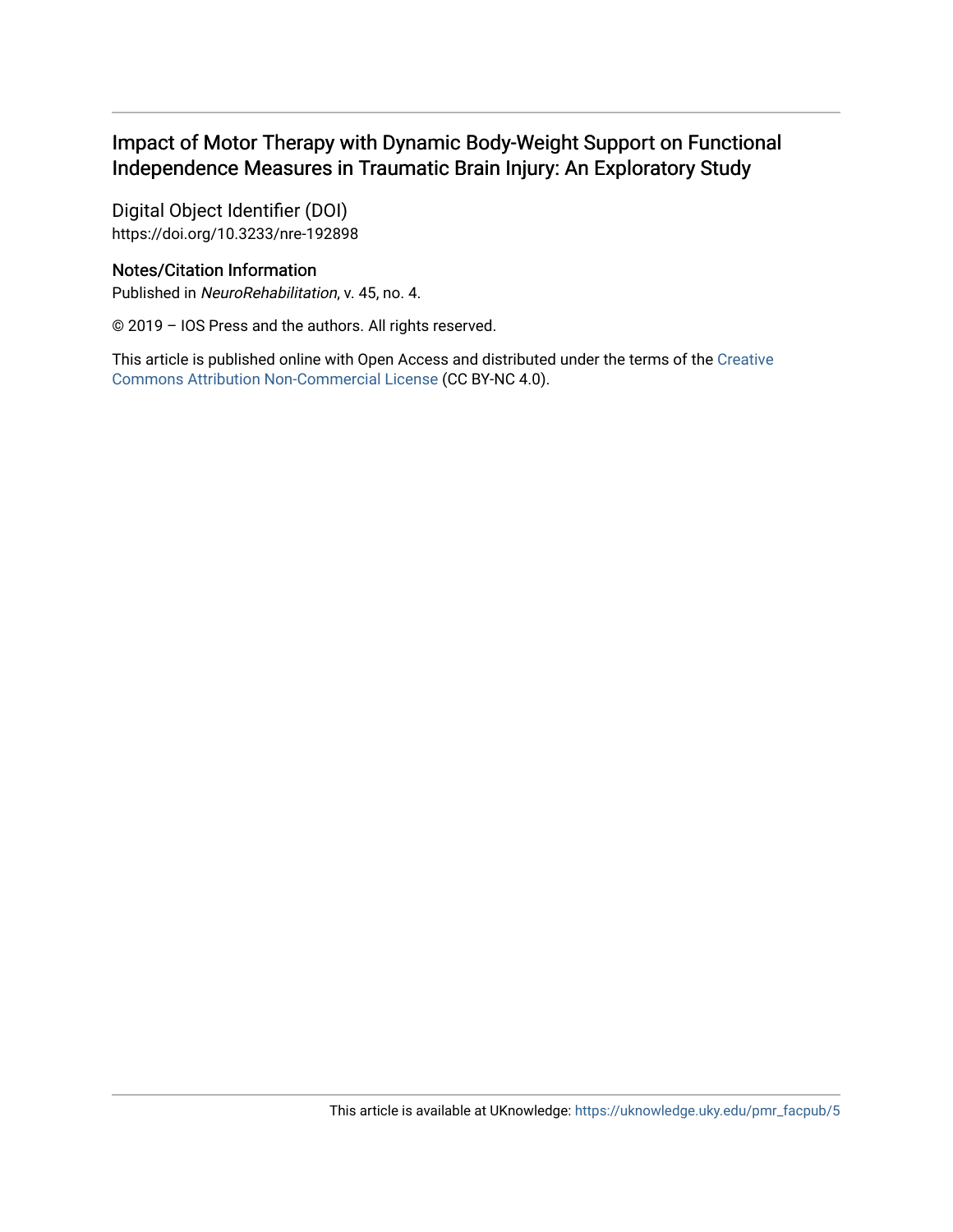# Impact of Motor Therapy with Dynamic Body-Weight Support on Functional Independence Measures in Traumatic Brain Injury: An Exploratory Study

Digital Object Identifier (DOI)
https://doi.org/10.3233/nre-192898

## Notes/Citation Information

Published in *NeuroRehabilitation*, v. 45, no. 4.

© 2019 – IOS Press and the authors. All rights reserved.

This article is published online with Open Access and distributed under the terms of the Creative Commons Attribution Non-Commercial License (CC BY-NC 4.0).

This article is available at UKnowledge: https://uknowledge.uky.edu/pmr_facpub/5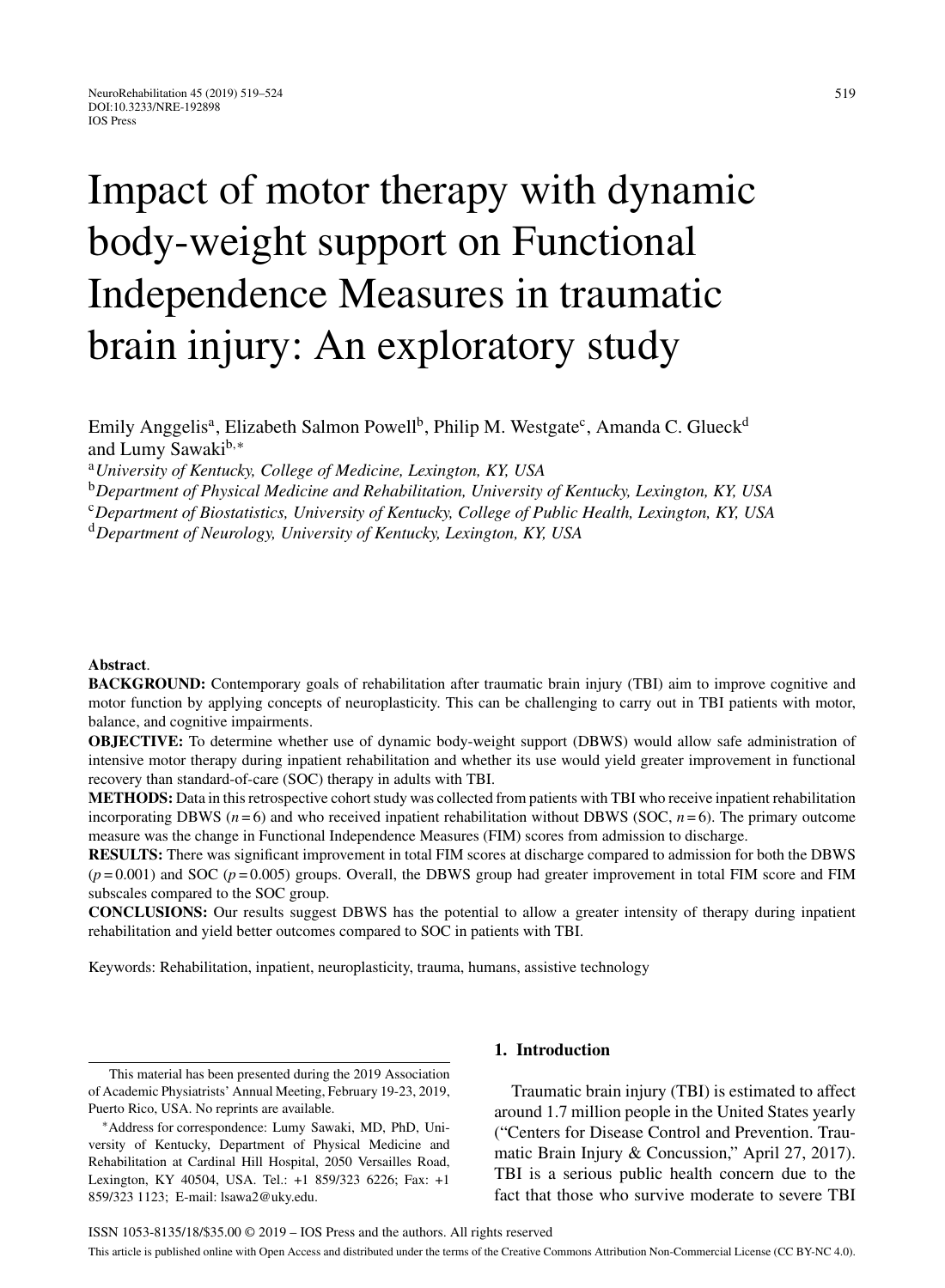# Impact of motor therapy with dynamic body-weight support on Functional Independence Measures in traumatic brain injury: An exploratory study

Emily Anggelis[a], Elizabeth Salmon Powell[b], Philip M. Westgate[c], Amanda C. Glueck[d] and Lumy Sawaki[b,*]

[a]*University of Kentucky, College of Medicine, Lexington, KY, USA*

[b]*Department of Physical Medicine and Rehabilitation, University of Kentucky, Lexington, KY, USA*

[c]*Department of Biostatistics, University of Kentucky, College of Public Health, Lexington, KY, USA*

[d]*Department of Neurology, University of Kentucky, Lexington, KY, USA*

**Abstract**.

**BACKGROUND:** Contemporary goals of rehabilitation after traumatic brain injury (TBI) aim to improve cognitive and motor function by applying concepts of neuroplasticity. This can be challenging to carry out in TBI patients with motor, balance, and cognitive impairments.

**OBJECTIVE:** To determine whether use of dynamic body-weight support (DBWS) would allow safe administration of intensive motor therapy during inpatient rehabilitation and whether its use would yield greater improvement in functional recovery than standard-of-care (SOC) therapy in adults with TBI.

**METHODS:** Data in this retrospective cohort study was collected from patients with TBI who receive inpatient rehabilitation incorporating DBWS ($n = 6$) and who received inpatient rehabilitation without DBWS (SOC, $n = 6$). The primary outcome measure was the change in Functional Independence Measures (FIM) scores from admission to discharge.

**RESULTS:** There was significant improvement in total FIM scores at discharge compared to admission for both the DBWS ($p = 0.001$) and SOC ($p = 0.005$) groups. Overall, the DBWS group had greater improvement in total FIM score and FIM subscales compared to the SOC group.

**CONCLUSIONS:** Our results suggest DBWS has the potential to allow a greater intensity of therapy during inpatient rehabilitation and yield better outcomes compared to SOC in patients with TBI.

Keywords: Rehabilitation, inpatient, neuroplasticity, trauma, humans, assistive technology

## 1. Introduction

Traumatic brain injury (TBI) is estimated to affect around 1.7 million people in the United States yearly ("Centers for Disease Control and Prevention. Traumatic Brain Injury & Concussion," April 27, 2017). TBI is a serious public health concern due to the fact that those who survive moderate to severe TBI

This material has been presented during the 2019 Association of Academic Physiatrists' Annual Meeting, February 19-23, 2019, Puerto Rico, USA. No reprints are available.

*Address for correspondence: Lumy Sawaki, MD, PhD, University of Kentucky, Department of Physical Medicine and Rehabilitation at Cardinal Hill Hospital, 2050 Versailles Road, Lexington, KY 40504, USA. Tel.: +1 859/323 6226; Fax: +1 859/323 1123; E-mail: lsawa2@uky.edu.

ISSN 1053-8135/18/$35.00 © 2019 – IOS Press and the authors. All rights reserved

This article is published online with Open Access and distributed under the terms of the Creative Commons Attribution Non-Commercial License (CC BY-NC 4.0).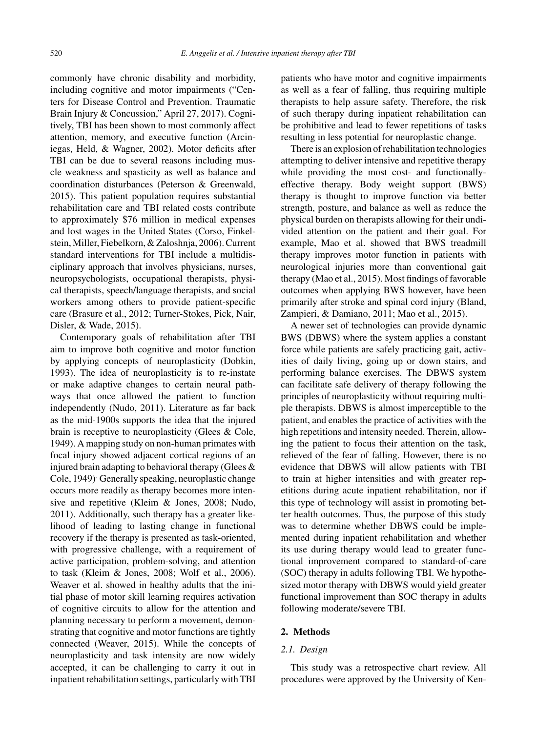commonly have chronic disability and morbidity, including cognitive and motor impairments ("Centers for Disease Control and Prevention. Traumatic Brain Injury & Concussion," April 27, 2017). Cognitively, TBI has been shown to most commonly affect attention, memory, and executive function (Arciniegas, Held, & Wagner, 2002). Motor deficits after TBI can be due to several reasons including muscle weakness and spasticity as well as balance and coordination disturbances (Peterson & Greenwald, 2015). This patient population requires substantial rehabilitation care and TBI related costs contribute to approximately $76 million in medical expenses and lost wages in the United States (Corso, Finkelstein, Miller, Fiebelkorn, & Zaloshnja, 2006). Current standard interventions for TBI include a multidisciplinary approach that involves physicians, nurses, neuropsychologists, occupational therapists, physical therapists, speech/language therapists, and social workers among others to provide patient-specific care (Brasure et al., 2012; Turner-Stokes, Pick, Nair, Disler, & Wade, 2015).

Contemporary goals of rehabilitation after TBI aim to improve both cognitive and motor function by applying concepts of neuroplasticity (Dobkin, 1993). The idea of neuroplasticity is to re-instate or make adaptive changes to certain neural pathways that once allowed the patient to function independently (Nudo, 2011). Literature as far back as the mid-1900s supports the idea that the injured brain is receptive to neuroplasticity (Glees & Cole, 1949). A mapping study on non-human primates with focal injury showed adjacent cortical regions of an injured brain adapting to behavioral therapy (Glees & Cole, 1949). Generally speaking, neuroplastic change occurs more readily as therapy becomes more intensive and repetitive (Kleim & Jones, 2008; Nudo, 2011). Additionally, such therapy has a greater likelihood of leading to lasting change in functional recovery if the therapy is presented as task-oriented, with progressive challenge, with a requirement of active participation, problem-solving, and attention to task (Kleim & Jones, 2008; Wolf et al., 2006). Weaver et al. showed in healthy adults that the initial phase of motor skill learning requires activation of cognitive circuits to allow for the attention and planning necessary to perform a movement, demonstrating that cognitive and motor functions are tightly connected (Weaver, 2015). While the concepts of neuroplasticity and task intensity are now widely accepted, it can be challenging to carry it out in inpatient rehabilitation settings, particularly with TBI patients who have motor and cognitive impairments as well as a fear of falling, thus requiring multiple therapists to help assure safety. Therefore, the risk of such therapy during inpatient rehabilitation can be prohibitive and lead to fewer repetitions of tasks resulting in less potential for neuroplastic change.

There is an explosion of rehabilitation technologies attempting to deliver intensive and repetitive therapy while providing the most cost- and functionally-effective therapy. Body weight support (BWS) therapy is thought to improve function via better strength, posture, and balance as well as reduce the physical burden on therapists allowing for their undivided attention on the patient and their goal. For example, Mao et al. showed that BWS treadmill therapy improves motor function in patients with neurological injuries more than conventional gait therapy (Mao et al., 2015). Most findings of favorable outcomes when applying BWS however, have been primarily after stroke and spinal cord injury (Bland, Zampieri, & Damiano, 2011; Mao et al., 2015).

A newer set of technologies can provide dynamic BWS (DBWS) where the system applies a constant force while patients are safely practicing gait, activities of daily living, going up or down stairs, and performing balance exercises. The DBWS system can facilitate safe delivery of therapy following the principles of neuroplasticity without requiring multiple therapists. DBWS is almost imperceptible to the patient, and enables the practice of activities with the high repetitions and intensity needed. Therein, allowing the patient to focus their attention on the task, relieved of the fear of falling. However, there is no evidence that DBWS will allow patients with TBI to train at higher intensities and with greater repetitions during acute inpatient rehabilitation, nor if this type of technology will assist in promoting better health outcomes. Thus, the purpose of this study was to determine whether DBWS could be implemented during inpatient rehabilitation and whether its use during therapy would lead to greater functional improvement compared to standard-of-care (SOC) therapy in adults following TBI. We hypothesized motor therapy with DBWS would yield greater functional improvement than SOC therapy in adults following moderate/severe TBI.

## 2. Methods

### *2.1. Design*

This study was a retrospective chart review. All procedures were approved by the University of Ken-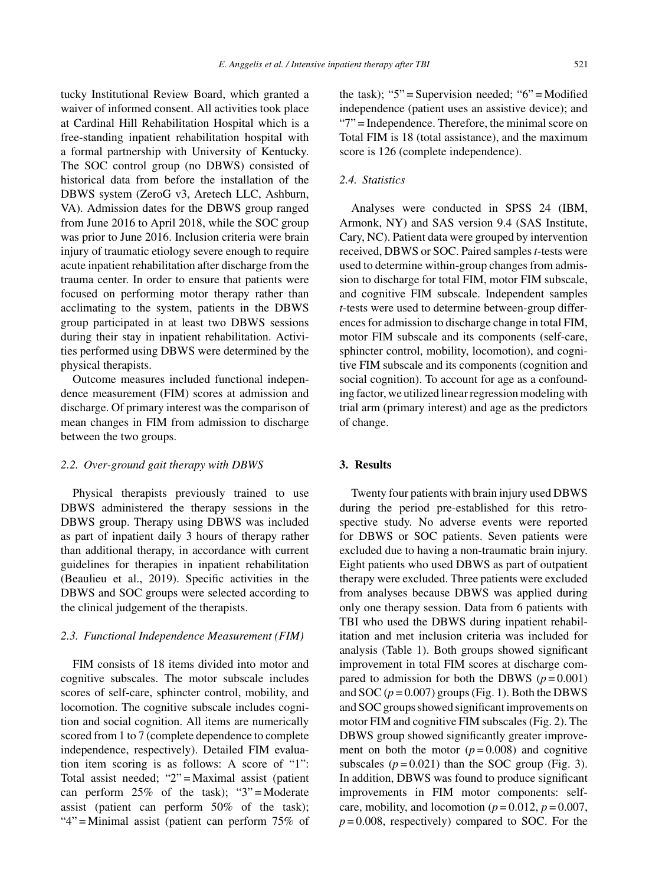tucky Institutional Review Board, which granted a waiver of informed consent. All activities took place at Cardinal Hill Rehabilitation Hospital which is a free-standing inpatient rehabilitation hospital with a formal partnership with University of Kentucky. The SOC control group (no DBWS) consisted of historical data from before the installation of the DBWS system (ZeroG v3, Aretech LLC, Ashburn, VA). Admission dates for the DBWS group ranged from June 2016 to April 2018, while the SOC group was prior to June 2016. Inclusion criteria were brain injury of traumatic etiology severe enough to require acute inpatient rehabilitation after discharge from the trauma center. In order to ensure that patients were focused on performing motor therapy rather than acclimating to the system, patients in the DBWS group participated in at least two DBWS sessions during their stay in inpatient rehabilitation. Activities performed using DBWS were determined by the physical therapists.

Outcome measures included functional independence measurement (FIM) scores at admission and discharge. Of primary interest was the comparison of mean changes in FIM from admission to discharge between the two groups.

### 2.2. Over-ground gait therapy with DBWS

Physical therapists previously trained to use DBWS administered the therapy sessions in the DBWS group. Therapy using DBWS was included as part of inpatient daily 3 hours of therapy rather than additional therapy, in accordance with current guidelines for therapies in inpatient rehabilitation (Beaulieu et al., 2019). Specific activities in the DBWS and SOC groups were selected according to the clinical judgement of the therapists.

### 2.3. Functional Independence Measurement (FIM)

FIM consists of 18 items divided into motor and cognitive subscales. The motor subscale includes scores of self-care, sphincter control, mobility, and locomotion. The cognitive subscale includes cognition and social cognition. All items are numerically scored from 1 to 7 (complete dependence to complete independence, respectively). Detailed FIM evaluation item scoring is as follows: A score of "1": Total assist needed; "2" = Maximal assist (patient can perform 25% of the task); "3" = Moderate assist (patient can perform 50% of the task); "4" = Minimal assist (patient can perform 75% of the task); "5" = Supervision needed; "6" = Modified independence (patient uses an assistive device); and "7" = Independence. Therefore, the minimal score on Total FIM is 18 (total assistance), and the maximum score is 126 (complete independence).

### 2.4. Statistics

Analyses were conducted in SPSS 24 (IBM, Armonk, NY) and SAS version 9.4 (SAS Institute, Cary, NC). Patient data were grouped by intervention received, DBWS or SOC. Paired samples *t*-tests were used to determine within-group changes from admission to discharge for total FIM, motor FIM subscale, and cognitive FIM subscale. Independent samples *t*-tests were used to determine between-group differences for admission to discharge change in total FIM, motor FIM subscale and its components (self-care, sphincter control, mobility, locomotion), and cognitive FIM subscale and its components (cognition and social cognition). To account for age as a confounding factor, we utilized linear regression modeling with trial arm (primary interest) and age as the predictors of change.

## 3. Results

Twenty four patients with brain injury used DBWS during the period pre-established for this retrospective study. No adverse events were reported for DBWS or SOC patients. Seven patients were excluded due to having a non-traumatic brain injury. Eight patients who used DBWS as part of outpatient therapy were excluded. Three patients were excluded from analyses because DBWS was applied during only one therapy session. Data from 6 patients with TBI who used the DBWS during inpatient rehabilitation and met inclusion criteria was included for analysis (Table 1). Both groups showed significant improvement in total FIM scores at discharge compared to admission for both the DBWS ($p = 0.001$) and SOC ($p = 0.007$) groups (Fig. 1). Both the DBWS and SOC groups showed significant improvements on motor FIM and cognitive FIM subscales (Fig. 2). The DBWS group showed significantly greater improvement on both the motor ($p = 0.008$) and cognitive subscales ($p = 0.021$) than the SOC group (Fig. 3). In addition, DBWS was found to produce significant improvements in FIM motor components: self-care, mobility, and locomotion ($p = 0.012$, $p = 0.007$, $p = 0.008$, respectively) compared to SOC. For the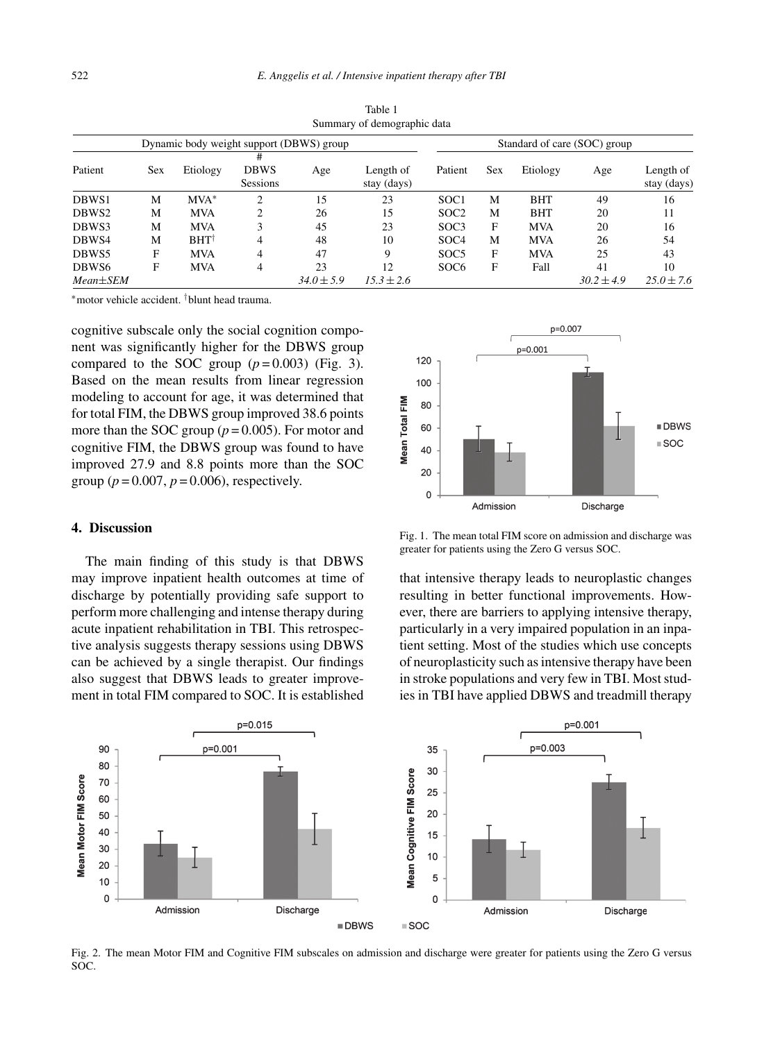Table 1
Summary of demographic data

| Dynamic body weight support (DBWS) group | | | | | | Standard of care (SOC) group | | | | |
|---|---|---|---|---|---|---|---|---|---|---|
| Patient | Sex | Etiology | # DBWS Sessions | Age | Length of stay (days) | Patient | Sex | Etiology | Age | Length of stay (days) |
| DBWS1 | M | MVA* | 2 | 15 | 23 | SOC1 | M | BHT | 49 | 16 |
| DBWS2 | M | MVA | 2 | 26 | 15 | SOC2 | M | BHT | 20 | 11 |
| DBWS3 | M | MVA | 3 | 45 | 23 | SOC3 | F | MVA | 20 | 16 |
| DBWS4 | M | BHT† | 4 | 48 | 10 | SOC4 | M | MVA | 26 | 54 |
| DBWS5 | F | MVA | 4 | 47 | 9 | SOC5 | F | MVA | 25 | 43 |
| DBWS6 | F | MVA | 4 | 23 | 12 | SOC6 | F | Fall | 41 | 10 |
| *Mean±SEM* | | | | *34.0 ± 5.9* | *15.3 ± 2.6* | | | | *30.2 ± 4.9* | *25.0 ± 7.6* |

*motor vehicle accident. †blunt head trauma.

cognitive subscale only the social cognition component was significantly higher for the DBWS group compared to the SOC group ($p = 0.003$) (Fig. 3). Based on the mean results from linear regression modeling to account for age, it was determined that for total FIM, the DBWS group improved 38.6 points more than the SOC group ($p = 0.005$). For motor and cognitive FIM, the DBWS group was found to have improved 27.9 and 8.8 points more than the SOC group ($p = 0.007$, $p = 0.006$), respectively.

Fig. 1. The mean total FIM score on admission and discharge was greater for patients using the Zero G versus SOC.

## 4. Discussion

The main finding of this study is that DBWS may improve inpatient health outcomes at time of discharge by potentially providing safe support to perform more challenging and intense therapy during acute inpatient rehabilitation in TBI. This retrospective analysis suggests therapy sessions using DBWS can be achieved by a single therapist. Our findings also suggest that DBWS leads to greater improvement in total FIM compared to SOC. It is established that intensive therapy leads to neuroplastic changes resulting in better functional improvements. However, there are barriers to applying intensive therapy, particularly in a very impaired population in an inpatient setting. Most of the studies which use concepts of neuroplasticity such as intensive therapy have been in stroke populations and very few in TBI. Most studies in TBI have applied DBWS and treadmill therapy

Fig. 2. The mean Motor FIM and Cognitive FIM subscales on admission and discharge were greater for patients using the Zero G versus SOC.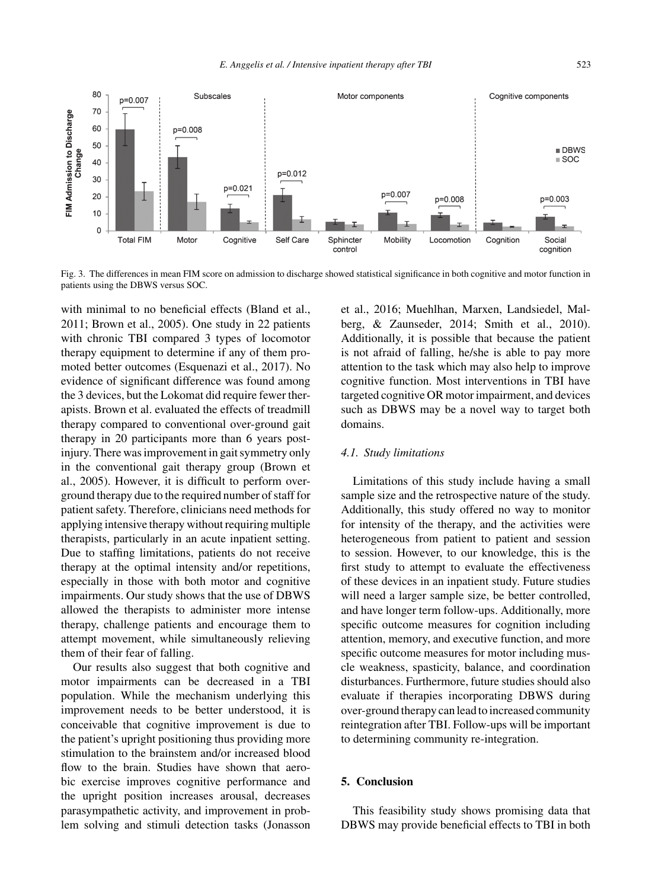Fig. 3. The differences in mean FIM score on admission to discharge showed statistical significance in both cognitive and motor function in patients using the DBWS versus SOC.

with minimal to no beneficial effects (Bland et al., 2011; Brown et al., 2005). One study in 22 patients with chronic TBI compared 3 types of locomotor therapy equipment to determine if any of them promoted better outcomes (Esquenazi et al., 2017). No evidence of significant difference was found among the 3 devices, but the Lokomat did require fewer therapists. Brown et al. evaluated the effects of treadmill therapy compared to conventional over-ground gait therapy in 20 participants more than 6 years post-injury. There was improvement in gait symmetry only in the conventional gait therapy group (Brown et al., 2005). However, it is difficult to perform over-ground therapy due to the required number of staff for patient safety. Therefore, clinicians need methods for applying intensive therapy without requiring multiple therapists, particularly in an acute inpatient setting. Due to staffing limitations, patients do not receive therapy at the optimal intensity and/or repetitions, especially in those with both motor and cognitive impairments. Our study shows that the use of DBWS allowed the therapists to administer more intense therapy, challenge patients and encourage them to attempt movement, while simultaneously relieving them of their fear of falling.

Our results also suggest that both cognitive and motor impairments can be decreased in a TBI population. While the mechanism underlying this improvement needs to be better understood, it is conceivable that cognitive improvement is due to the patient's upright positioning thus providing more stimulation to the brainstem and/or increased blood flow to the brain. Studies have shown that aerobic exercise improves cognitive performance and the upright position increases arousal, decreases parasympathetic activity, and improvement in problem solving and stimuli detection tasks (Jonasson et al., 2016; Muehlhan, Marxen, Landsiedel, Malberg, & Zaunseder, 2014; Smith et al., 2010). Additionally, it is possible that because the patient is not afraid of falling, he/she is able to pay more attention to the task which may also help to improve cognitive function. Most interventions in TBI have targeted cognitive OR motor impairment, and devices such as DBWS may be a novel way to target both domains.

### *4.1. Study limitations*

Limitations of this study include having a small sample size and the retrospective nature of the study. Additionally, this study offered no way to monitor for intensity of the therapy, and the activities were heterogeneous from patient to patient and session to session. However, to our knowledge, this is the first study to attempt to evaluate the effectiveness of these devices in an inpatient study. Future studies will need a larger sample size, be better controlled, and have longer term follow-ups. Additionally, more specific outcome measures for cognition including attention, memory, and executive function, and more specific outcome measures for motor including muscle weakness, spasticity, balance, and coordination disturbances. Furthermore, future studies should also evaluate if therapies incorporating DBWS during over-ground therapy can lead to increased community reintegration after TBI. Follow-ups will be important to determining community re-integration.

## **5. Conclusion**

This feasibility study shows promising data that DBWS may provide beneficial effects to TBI in both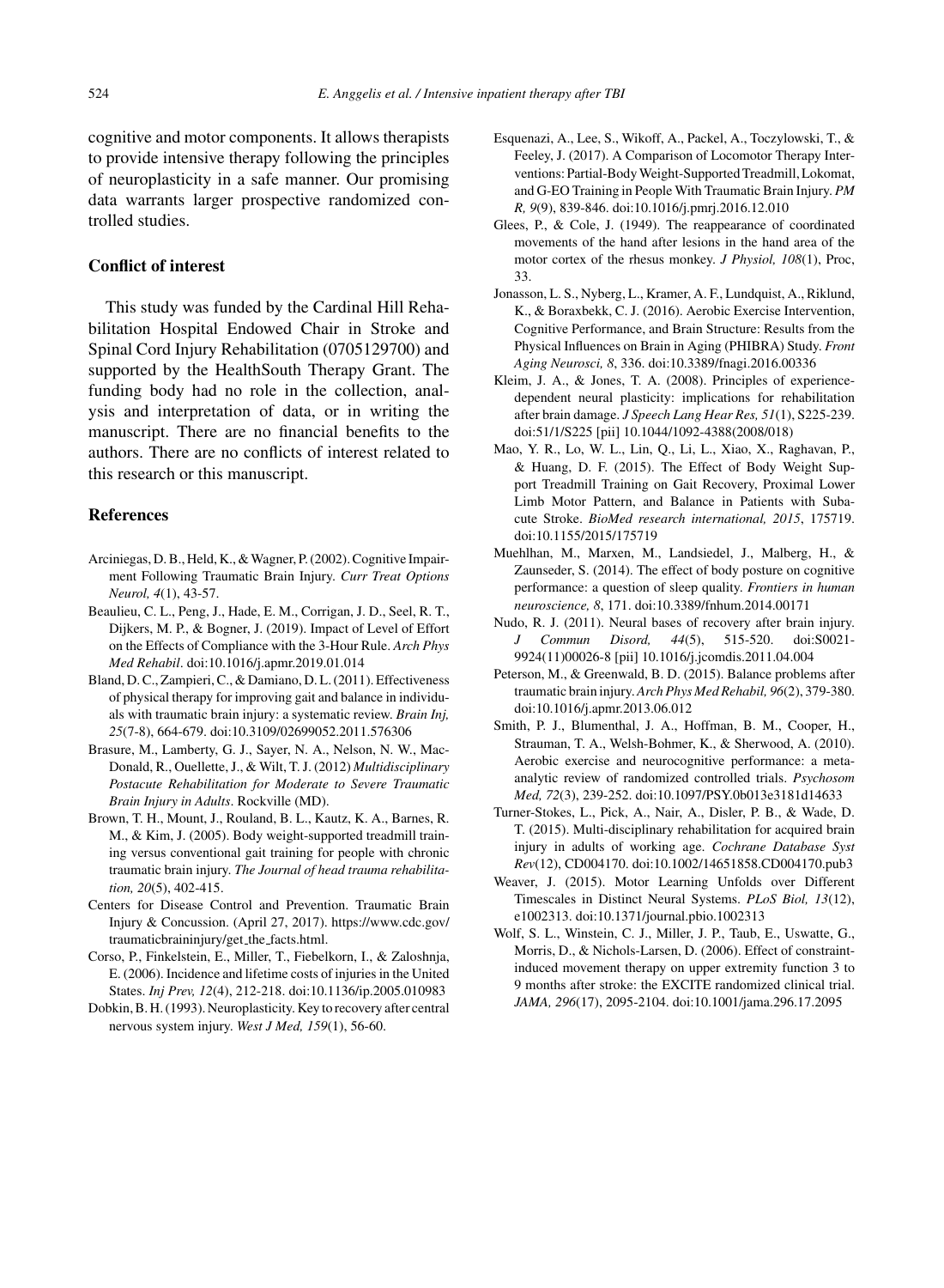cognitive and motor components. It allows therapists to provide intensive therapy following the principles of neuroplasticity in a safe manner. Our promising data warrants larger prospective randomized controlled studies.

### Conflict of interest

This study was funded by the Cardinal Hill Rehabilitation Hospital Endowed Chair in Stroke and Spinal Cord Injury Rehabilitation (0705129700) and supported by the HealthSouth Therapy Grant. The funding body had no role in the collection, analysis and interpretation of data, or in writing the manuscript. There are no financial benefits to the authors. There are no conflicts of interest related to this research or this manuscript.

### References

Arciniegas, D. B., Held, K., & Wagner, P. (2002). Cognitive Impairment Following Traumatic Brain Injury. *Curr Treat Options Neurol, 4*(1), 43-57.

Beaulieu, C. L., Peng, J., Hade, E. M., Corrigan, J. D., Seel, R. T., Dijkers, M. P., & Bogner, J. (2019). Impact of Level of Effort on the Effects of Compliance with the 3-Hour Rule. *Arch Phys Med Rehabil*. doi:10.1016/j.apmr.2019.01.014

Bland, D. C., Zampieri, C., & Damiano, D. L. (2011). Effectiveness of physical therapy for improving gait and balance in individuals with traumatic brain injury: a systematic review. *Brain Inj, 25*(7-8), 664-679. doi:10.3109/02699052.2011.576306

Brasure, M., Lamberty, G. J., Sayer, N. A., Nelson, N. W., MacDonald, R., Ouellette, J., & Wilt, T. J. (2012) *Multidisciplinary Postacute Rehabilitation for Moderate to Severe Traumatic Brain Injury in Adults*. Rockville (MD).

Brown, T. H., Mount, J., Rouland, B. L., Kautz, K. A., Barnes, R. M., & Kim, J. (2005). Body weight-supported treadmill training versus conventional gait training for people with chronic traumatic brain injury. *The Journal of head trauma rehabilitation, 20*(5), 402-415.

Centers for Disease Control and Prevention. Traumatic Brain Injury & Concussion. (April 27, 2017). https://www.cdc.gov/traumaticbraininjury/get_the_facts.html.

Corso, P., Finkelstein, E., Miller, T., Fiebelkorn, I., & Zaloshnja, E. (2006). Incidence and lifetime costs of injuries in the United States. *Inj Prev, 12*(4), 212-218. doi:10.1136/ip.2005.010983

Dobkin, B. H. (1993). Neuroplasticity. Key to recovery after central nervous system injury. *West J Med, 159*(1), 56-60.

Esquenazi, A., Lee, S., Wikoff, A., Packel, A., Toczylowski, T., & Feeley, J. (2017). A Comparison of Locomotor Therapy Interventions: Partial-Body Weight-Supported Treadmill, Lokomat, and G-EO Training in People With Traumatic Brain Injury. *PM R, 9*(9), 839-846. doi:10.1016/j.pmrj.2016.12.010

Glees, P., & Cole, J. (1949). The reappearance of coordinated movements of the hand after lesions in the hand area of the motor cortex of the rhesus monkey. *J Physiol, 108*(1), Proc, 33.

Jonasson, L. S., Nyberg, L., Kramer, A. F., Lundquist, A., Riklund, K., & Boraxbekk, C. J. (2016). Aerobic Exercise Intervention, Cognitive Performance, and Brain Structure: Results from the Physical Influences on Brain in Aging (PHIBRA) Study. *Front Aging Neurosci, 8*, 336. doi:10.3389/fnagi.2016.00336

Kleim, J. A., & Jones, T. A. (2008). Principles of experience-dependent neural plasticity: implications for rehabilitation after brain damage. *J Speech Lang Hear Res, 51*(1), S225-239. doi:51/1/S225 [pii] 10.1044/1092-4388(2008/018)

Mao, Y. R., Lo, W. L., Lin, Q., Li, L., Xiao, X., Raghavan, P., & Huang, D. F. (2015). The Effect of Body Weight Support Treadmill Training on Gait Recovery, Proximal Lower Limb Motor Pattern, and Balance in Patients with Subacute Stroke. *BioMed research international, 2015*, 175719. doi:10.1155/2015/175719

Muehlhan, M., Marxen, M., Landsiedel, J., Malberg, H., & Zaunseder, S. (2014). The effect of body posture on cognitive performance: a question of sleep quality. *Frontiers in human neuroscience, 8*, 171. doi:10.3389/fnhum.2014.00171

Nudo, R. J. (2011). Neural bases of recovery after brain injury. *J Commun Disord, 44*(5), 515-520. doi:S0021-9924(11)00026-8 [pii] 10.1016/j.jcomdis.2011.04.004

Peterson, M., & Greenwald, B. D. (2015). Balance problems after traumatic brain injury. *Arch Phys Med Rehabil, 96*(2), 379-380. doi:10.1016/j.apmr.2013.06.012

Smith, P. J., Blumenthal, J. A., Hoffman, B. M., Cooper, H., Strauman, T. A., Welsh-Bohmer, K., & Sherwood, A. (2010). Aerobic exercise and neurocognitive performance: a meta-analytic review of randomized controlled trials. *Psychosom Med, 72*(3), 239-252. doi:10.1097/PSY.0b013e3181d14633

Turner-Stokes, L., Pick, A., Nair, A., Disler, P. B., & Wade, D. T. (2015). Multi-disciplinary rehabilitation for acquired brain injury in adults of working age. *Cochrane Database Syst Rev*(12), CD004170. doi:10.1002/14651858.CD004170.pub3

Weaver, J. (2015). Motor Learning Unfolds over Different Timescales in Distinct Neural Systems. *PLoS Biol, 13*(12), e1002313. doi:10.1371/journal.pbio.1002313

Wolf, S. L., Winstein, C. J., Miller, J. P., Taub, E., Uswatte, G., Morris, D., & Nichols-Larsen, D. (2006). Effect of constraint-induced movement therapy on upper extremity function 3 to 9 months after stroke: the EXCITE randomized clinical trial. *JAMA, 296*(17), 2095-2104. doi:10.1001/jama.296.17.2095